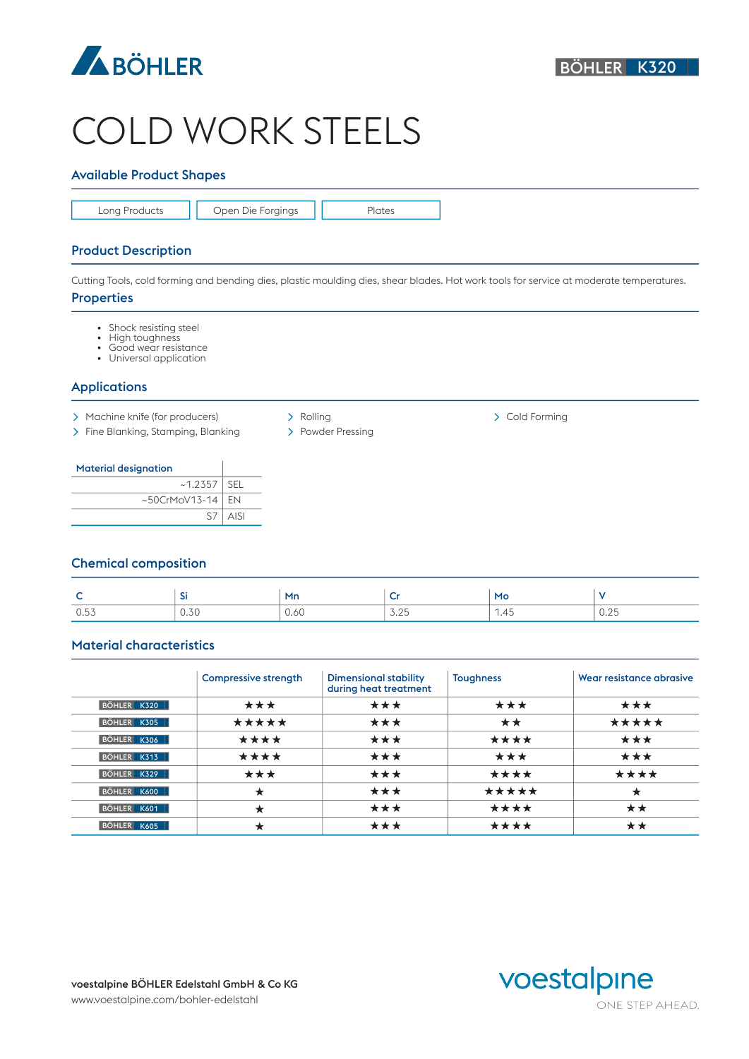BÖHLER

BÖHLER K320

# COLD WORK STEELS

## Available Product Shapes

Long Products | Open Die Forgings | Plates

## Product Description

Cutting Tools, cold forming and bending dies, plastic moulding dies, shear blades. Hot work tools for service at moderate temperatures.

## Properties

- Shock resisting steel
- High toughness
- Good wear resistance
- Universal application

## Applications

- Machine knife (for producers)
- Fine Blanking, Stamping, Blanking
- Rolling
- Powder Pressing
- Cold Forming

| Material designation | |
|---|---|
| ~1.2357 | SEL |
| ~50CrMoV13-14 | EN |
| S7 | AISI |

## Chemical composition

| C | Si | Mn | Cr | Mo | V |
|---|---|---|---|---|---|
| 0.53 | 0.30 | 0.60 | 3.25 | 1.45 | 0.25 |

## Material characteristics

| | Compressive strength | Dimensional stability during heat treatment | Toughness | Wear resistance abrasive |
|---|---|---|---|---|
| BÖHLER K320 | ★★★ | ★★★ | ★★★ | ★★★ |
| BÖHLER K305 | ★★★★★ | ★★★ | ★★ | ★★★★★ |
| BÖHLER K306 | ★★★★ | ★★★ | ★★★★ | ★★★ |
| BÖHLER K313 | ★★★★ | ★★★ | ★★★ | ★★★ |
| BÖHLER K329 | ★★★ | ★★★ | ★★★★ | ★★★★ |
| BÖHLER K600 | ★ | ★★★ | ★★★★★ | ★ |
| BÖHLER K601 | ★ | ★★★ | ★★★★ | ★★ |
| BÖHLER K605 | ★ | ★★★ | ★★★★ | ★★ |

**voestalpine BÖHLER Edelstahl GmbH & Co KG**
www.voestalpine.com/bohler-edelstahl

voestalpine
ONE STEP AHEAD.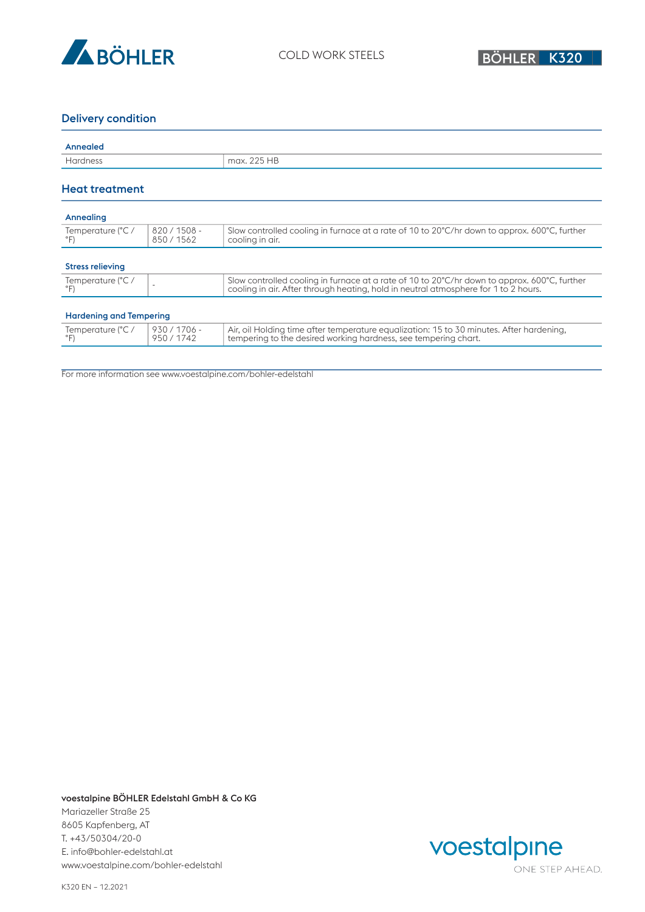## Delivery condition

| Annealed | |
|---|---|
| Hardness | max. 225 HB |

## Heat treatment

### Annealing

| | | |
|---|---|---|
| Temperature (°C / °F) | 820 / 1508 - 850 / 1562 | Slow controlled cooling in furnace at a rate of 10 to 20°C/hr down to approx. 600°C, further cooling in air. |

### Stress relieving

| | | |
|---|---|---|
| Temperature (°C / °F) | - | Slow controlled cooling in furnace at a rate of 10 to 20°C/hr down to approx. 600°C, further cooling in air. After through heating, hold in neutral atmosphere for 1 to 2 hours. |

### Hardening and Tempering

| | | |
|---|---|---|
| Temperature (°C / °F) | 930 / 1706 - 950 / 1742 | Air, oil Holding time after temperature equalization: 15 to 30 minutes. After hardening, tempering to the desired working hardness, see tempering chart. |

For more information see www.voestalpine.com/bohler-edelstahl

**voestalpine BÖHLER Edelstahl GmbH & Co KG**
Mariazeller Straße 25
8605 Kapfenberg, AT
T. +43/50304/20-0
E. info@bohler-edelstahl.at
www.voestalpine.com/bohler-edelstahl

K320 EN – 12.2021